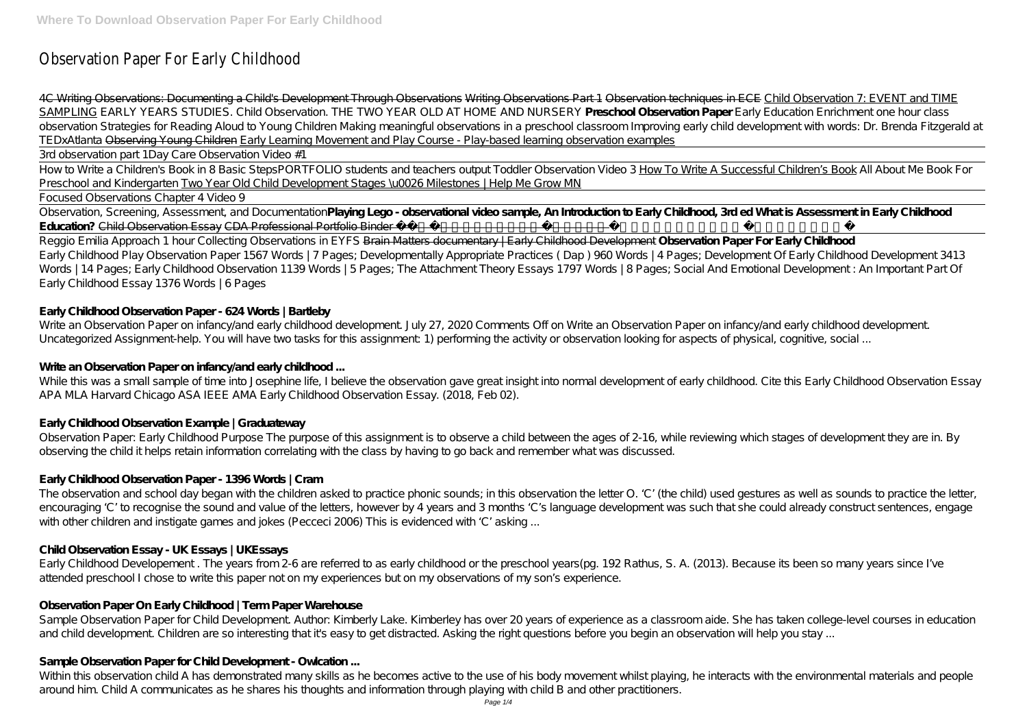# Observation Paper For Early Childhood

4C Writing Observations: Documenting a Child's Development Through Observations Writing Observations Part 1 Observation techniques in ECE Child Observation 7: EVENT and TIME SAMPLING EARLY YEARS STUDIES. Child Observation. THE TWO YEAR OLD AT HOME AND NURSERY **Preschool Observation Paper** Early Education Enrichment one hour class observation Strategies for Reading Aloud to Young Children Making meaningful observations in a preschool classroom Improving early child development with words: Dr. Brenda Fitzgerald at TEDxAtlanta Observing Young Children Early Learning Movement and Play Course - Play-based learning observation examples

3rd observation part 1Day Care Observation Video #1

How to Write a Children's Book in 8 Basic StepsPORTFOLIO students and teachers output Toddler Observation Video 3 How To Write A Successful Children's Book All About Me Book For Preschool and Kindergarten Two Year Old Child Development Stages \u0026 Milestones | Help Me Grow MN

Focused Observations Chapter 4 Video 9

Observation, Screening, Assessment, and Documentation**Playing Lego - observational video sample, An Introduction to Early Childhood, 3rd ed What is Assessment in Early Childhood Education?** Child Observation Essay CDA Professional Portfolio Binder

Reggio Emilia Approach 1 hour Collecting Observations in EYFS Brain Matters documentary | Early Childhood Development **Observation Paper For Early Childhood**

Early Childhood Play Observation Paper 1567 Words | 7 Pages; Developmentally Appropriate Practices ( Dap ) 960 Words | 4 Pages; Development Of Early Childhood Development 3413 Words | 14 Pages; Early Childhood Observation 1139 Words | 5 Pages; The Attachment Theory Essays 1797 Words | 8 Pages; Social And Emotional Development : An Important Part Of Early Childhood Essay 1376 Words | 6 Pages

**Early Childhood Observation Paper - 624 Words | Bartleby**

Write an Observation Paper on infancy/and early childhood development. July 27, 2020 Comments Off on Write an Observation Paper on infancy/and early childhood development. Uncategorized Assignment-help. You will have two tasks for this assignment: 1) performing the activity or observation looking for aspects of physical, cognitive, social ...

**Write an Observation Paper on infancy/and early childhood ...**

While this was a small sample of time into Josephine life, I believe the observation gave great insight into normal development of early childhood. Cite this Early Childhood Observation Essay APA MLA Harvard Chicago ASA IEEE AMA Early Childhood Observation Essay. (2018, Feb 02).

**Early Childhood Observation Example | Graduateway**

Observation Paper: Early Childhood Purpose The purpose of this assignment is to observe a child between the ages of 2-16, while reviewing which stages of development they are in. By observing the child it helps retain information correlating with the class by having to go back and remember what was discussed.

**Early Childhood Observation Paper - 1396 Words | Cram**

The observation and school day began with the children asked to practice phonic sounds; in this observation the letter O. 'C' (the child) used gestures as well as sounds to practice the letter, encouraging 'C' to recognise the sound and value of the letters, however by 4 years and 3 months 'C's language development was such that she could already construct sentences, engage with other children and instigate games and jokes (Pecceci 2006) This is evidenced with 'C' asking ...

**Child Observation Essay - UK Essays | UKEssays**

Early Childhood Developement . The years from 2-6 are referred to as early childhood or the preschool years(pg. 192 Rathus, S. A. (2013). Because its been so many years since I've attended preschool I chose to write this paper not on my experiences but on my observations of my son's experience.

**Observation Paper On Early Childhood | Term Paper Warehouse**

Sample Observation Paper for Child Development. Author: Kimberly Lake. Kimberley has over 20 years of experience as a classroom aide. She has taken college-level courses in education and child development. Children are so interesting that it's easy to get distracted. Asking the right questions before you begin an observation will help you stay ...

**Sample Observation Paper for Child Development - Owlcation ...**

Within this observation child A has demonstrated many skills as he becomes active to the use of his body movement whilst playing, he interacts with the environmental materials and people around him. Child A communicates as he shares his thoughts and information through playing with child B and other practitioners.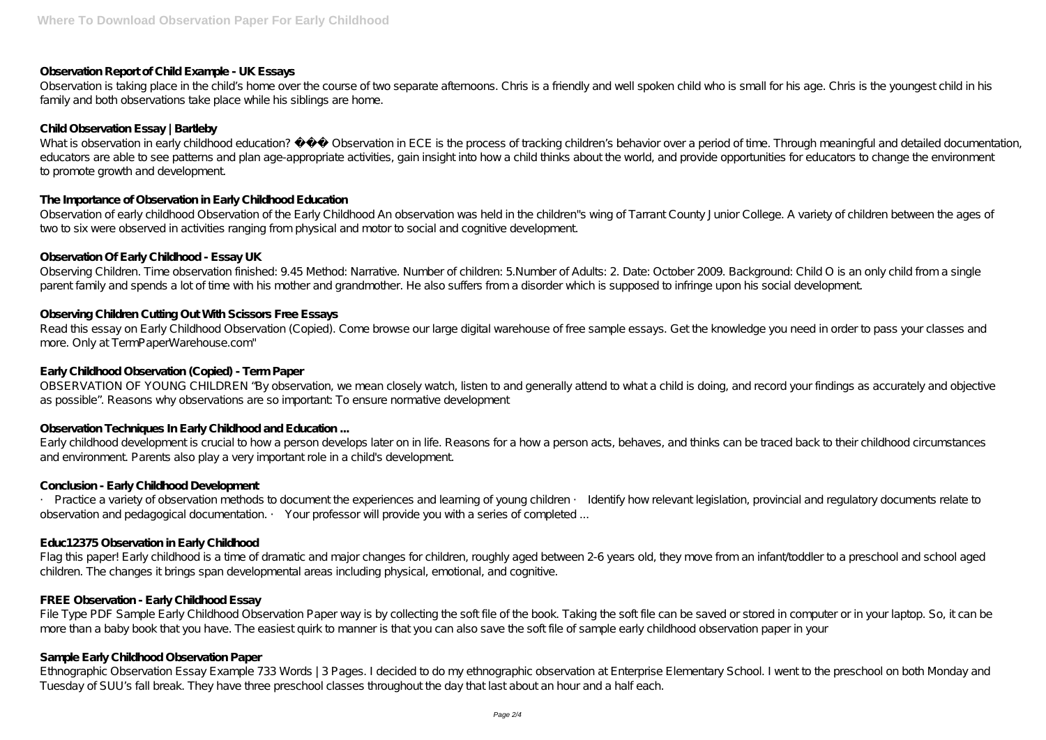**Observation Report of Child Example - UK Essays**

Observation is taking place in the child's home over the course of two separate afternoons. Chris is a friendly and well spoken child who is small for his age. Chris is the youngest child in his family and both observations take place while his siblings are home.

**Child Observation Essay | Bartleby**

What is observation in early childhood education? ��� Observation in ECE is the process of tracking children's behavior over a period of time. Through meaningful and detailed documentation, educators are able to see patterns and plan age-appropriate activities, gain insight into how a child thinks about the world, and provide opportunities for educators to change the environment to promote growth and development.

**The Importance of Observation in Early Childhood Education**

Observation of early childhood Observation of the Early Childhood An observation was held in the children''s wing of Tarrant County Junior College. A variety of children between the ages of two to six were observed in activities ranging from physical and motor to social and cognitive development.

**Observation Of Early Childhood - Essay UK**

Observing Children. Time observation finished: 9.45 Method: Narrative. Number of children: 5.Number of Adults: 2. Date: October 2009. Background: Child O is an only child from a single parent family and spends a lot of time with his mother and grandmother. He also suffers from a disorder which is supposed to infringe upon his social development.

**Observing Children Cutting Out With Scissors Free Essays**

Read this essay on Early Childhood Observation (Copied). Come browse our large digital warehouse of free sample essays. Get the knowledge you need in order to pass your classes and more. Only at TermPaperWarehouse.com"

**Early Childhood Observation (Copied) - Term Paper**

OBSERVATION OF YOUNG CHILDREN "By observation, we mean closely watch, listen to and generally attend to what a child is doing, and record your findings as accurately and objective as possible". Reasons why observations are so important: To ensure normative development

**Observation Techniques In Early Childhood and Education ...**

Early childhood development is crucial to how a person develops later on in life. Reasons for a how a person acts, behaves, and thinks can be traced back to their childhood circumstances and environment. Parents also play a very important role in a child's development.

**Conclusion - Early Childhood Development**

· Practice a variety of observation methods to document the experiences and learning of young children · Identify how relevant legislation, provincial and regulatory documents relate to observation and pedagogical documentation. · Your professor will provide you with a series of completed ...

**Educ12375 Observation in Early Childhood**

Flag this paper! Early childhood is a time of dramatic and major changes for children, roughly aged between 2-6 years old, they move from an infant/toddler to a preschool and school aged children. The changes it brings span developmental areas including physical, emotional, and cognitive.

**FREE Observation - Early Childhood Essay**

File Type PDF Sample Early Childhood Observation Paper way is by collecting the soft file of the book. Taking the soft file can be saved or stored in computer or in your laptop. So, it can be more than a baby book that you have. The easiest quirk to manner is that you can also save the soft file of sample early childhood observation paper in your

**Sample Early Childhood Observation Paper**

Ethnographic Observation Essay Example 733 Words | 3 Pages. I decided to do my ethnographic observation at Enterprise Elementary School. I went to the preschool on both Monday and Tuesday of SUU's fall break. They have three preschool classes throughout the day that last about an hour and a half each.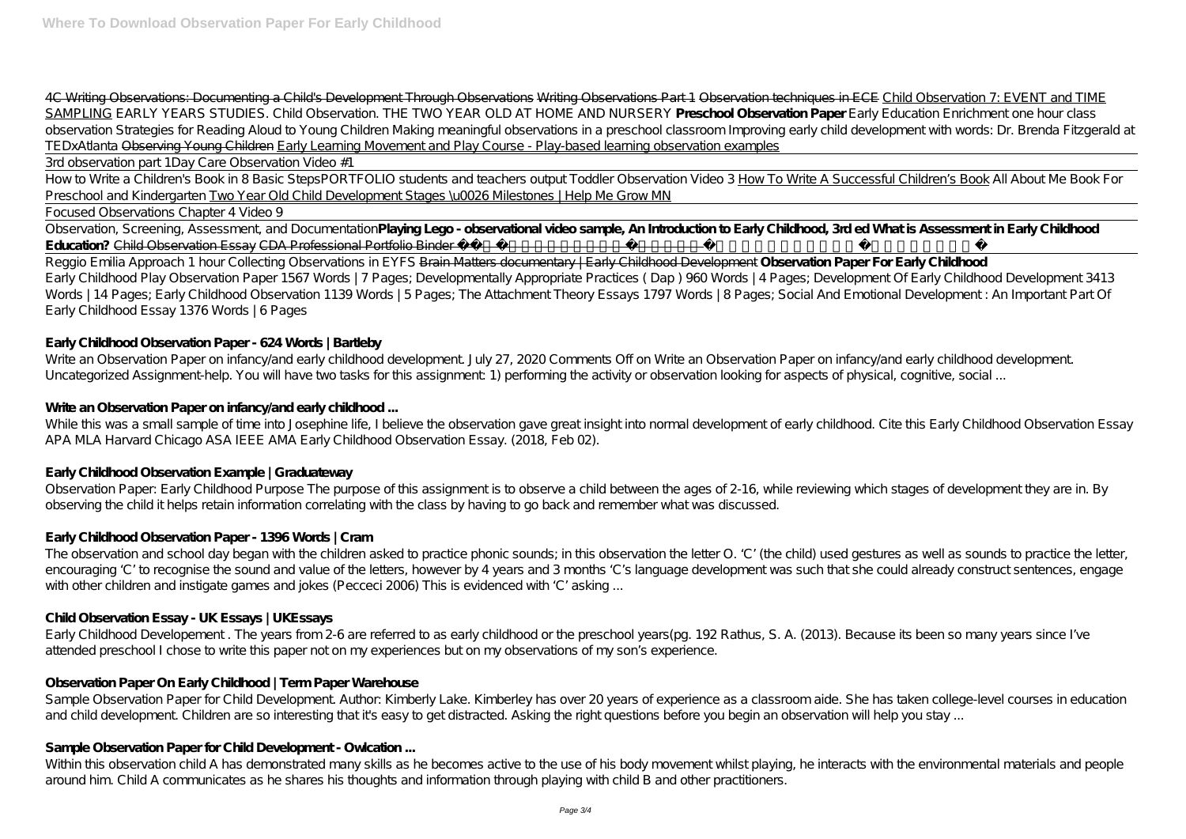4C Writing Observations: Documenting a Child's Development Through Observations Writing Observations Part 1 Observation techniques in ECE Child Observation 7: EVENT and TIME SAMPLING *EARLY YEARS STUDIES. Child Observation. THE TWO YEAR OLD AT HOME AND NURSERY* **Preschool Observation Paper** *Early Education Enrichment one hour class observation Strategies for Reading Aloud to Young Children Making meaningful observations in a preschool classroom Improving early child development with words: Dr. Brenda Fitzgerald at TEDxAtlanta* Observing Young Children Early Learning Movement and Play Course - Play-based learning observation examples

3rd observation part 1*Day Care Observation Video #1*

How to Write a Children's Book in 8 Basic Steps*PORTFOLIO students and teachers output Toddler Observation Video 3* How To Write A Successful Children's Book *All About Me Book For Preschool and Kindergarten* Two Year Old Child Development Stages \u0026 Milestones | Help Me Grow MN

Focused Observations Chapter 4 Video 9

Observation, Screening, Assessment, and Documentation**Playing Lego - observational video sample, An Introduction to Early Childhood, 3rd ed What is Assessment in Early Childhood Education?** Child Observation Essay CDA Professional Portfolio Binder

Reggio Emilia Approach 1 hour Collecting Observations in EYFS Brain Matters documentary | Early Childhood Development **Observation Paper For Early Childhood**

Early Childhood Play Observation Paper 1567 Words | 7 Pages; Developmentally Appropriate Practices ( Dap ) 960 Words | 4 Pages; Development Of Early Childhood Development 3413 Words | 14 Pages; Early Childhood Observation 1139 Words | 5 Pages; The Attachment Theory Essays 1797 Words | 8 Pages; Social And Emotional Development : An Important Part Of Early Childhood Essay 1376 Words | 6 Pages

**Early Childhood Observation Paper - 624 Words | Bartleby**

Write an Observation Paper on infancy/and early childhood development. July 27, 2020 Comments Off on Write an Observation Paper on infancy/and early childhood development. Uncategorized Assignment-help. You will have two tasks for this assignment: 1) performing the activity or observation looking for aspects of physical, cognitive, social ...

**Write an Observation Paper on infancy/and early childhood ...**

While this was a small sample of time into Josephine life, I believe the observation gave great insight into normal development of early childhood. Cite this Early Childhood Observation Essay APA MLA Harvard Chicago ASA IEEE AMA Early Childhood Observation Essay. (2018, Feb 02).

**Early Childhood Observation Example | Graduateway**

Observation Paper: Early Childhood Purpose The purpose of this assignment is to observe a child between the ages of 2-16, while reviewing which stages of development they are in. By observing the child it helps retain information correlating with the class by having to go back and remember what was discussed.

**Early Childhood Observation Paper - 1396 Words | Cram**

The observation and school day began with the children asked to practice phonic sounds; in this observation the letter O. 'C' (the child) used gestures as well as sounds to practice the letter, encouraging 'C' to recognise the sound and value of the letters, however by 4 years and 3 months 'C's language development was such that she could already construct sentences, engage with other children and instigate games and jokes (Pecceci 2006) This is evidenced with 'C' asking ...

**Child Observation Essay - UK Essays | UKEssays**

Early Childhood Developement . The years from 2-6 are referred to as early childhood or the preschool years(pg. 192 Rathus, S. A. (2013). Because its been so many years since I've attended preschool I chose to write this paper not on my experiences but on my observations of my son's experience.

**Observation Paper On Early Childhood | Term Paper Warehouse**

Sample Observation Paper for Child Development. Author: Kimberly Lake. Kimberley has over 20 years of experience as a classroom aide. She has taken college-level courses in education and child development. Children are so interesting that it's easy to get distracted. Asking the right questions before you begin an observation will help you stay ...

**Sample Observation Paper for Child Development - Owlcation ...**

Within this observation child A has demonstrated many skills as he becomes active to the use of his body movement whilst playing, he interacts with the environmental materials and people around him. Child A communicates as he shares his thoughts and information through playing with child B and other practitioners.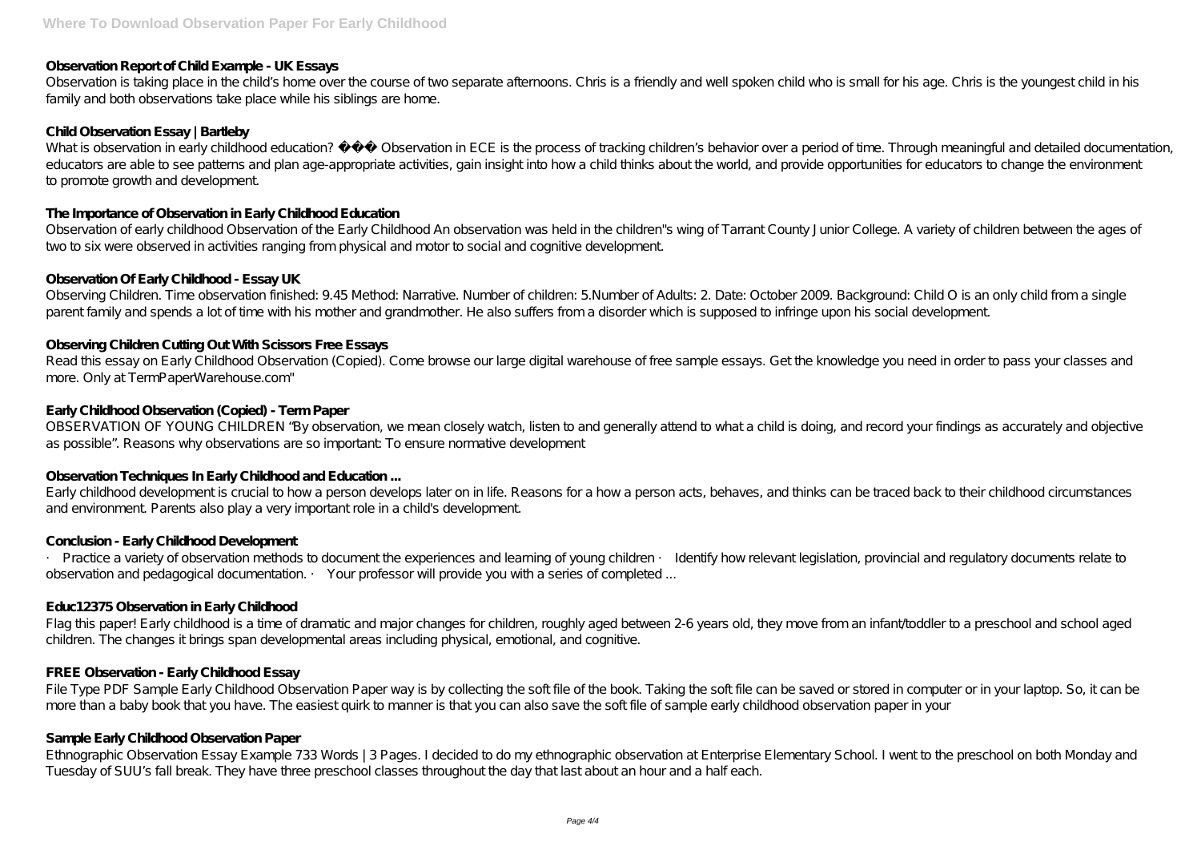**Observation Report of Child Example - UK Essays**

Observation is taking place in the child's home over the course of two separate afternoons. Chris is a friendly and well spoken child who is small for his age. Chris is the youngest child in his family and both observations take place while his siblings are home.

**Child Observation Essay | Bartleby**

What is observation in early childhood education? ��� Observation in ECE is the process of tracking children's behavior over a period of time. Through meaningful and detailed documentation, educators are able to see patterns and plan age-appropriate activities, gain insight into how a child thinks about the world, and provide opportunities for educators to change the environment to promote growth and development.

**The Importance of Observation in Early Childhood Education**

Observation of early childhood Observation of the Early Childhood An observation was held in the children"s wing of Tarrant County Junior College. A variety of children between the ages of two to six were observed in activities ranging from physical and motor to social and cognitive development.

**Observation Of Early Childhood - Essay UK**

Observing Children. Time observation finished: 9.45 Method: Narrative. Number of children: 5.Number of Adults: 2. Date: October 2009. Background: Child O is an only child from a single parent family and spends a lot of time with his mother and grandmother. He also suffers from a disorder which is supposed to infringe upon his social development.

**Observing Children Cutting Out With Scissors Free Essays**

Read this essay on Early Childhood Observation (Copied). Come browse our large digital warehouse of free sample essays. Get the knowledge you need in order to pass your classes and more. Only at TermPaperWarehouse.com"

**Early Childhood Observation (Copied) - Term Paper**

OBSERVATION OF YOUNG CHILDREN "By observation, we mean closely watch, listen to and generally attend to what a child is doing, and record your findings as accurately and objective as possible". Reasons why observations are so important: To ensure normative development

**Observation Techniques In Early Childhood and Education ...**

Early childhood development is crucial to how a person develops later on in life. Reasons for a how a person acts, behaves, and thinks can be traced back to their childhood circumstances and environment. Parents also play a very important role in a child's development.

**Conclusion - Early Childhood Development**

· Practice a variety of observation methods to document the experiences and learning of young children · Identify how relevant legislation, provincial and regulatory documents relate to observation and pedagogical documentation. · Your professor will provide you with a series of completed ...

**Educ12375 Observation in Early Childhood**

Flag this paper! Early childhood is a time of dramatic and major changes for children, roughly aged between 2-6 years old, they move from an infant/toddler to a preschool and school aged children. The changes it brings span developmental areas including physical, emotional, and cognitive.

**FREE Observation - Early Childhood Essay**

File Type PDF Sample Early Childhood Observation Paper way is by collecting the soft file of the book. Taking the soft file can be saved or stored in computer or in your laptop. So, it can be more than a baby book that you have. The easiest quirk to manner is that you can also save the soft file of sample early childhood observation paper in your

**Sample Early Childhood Observation Paper**

Ethnographic Observation Essay Example 733 Words | 3 Pages. I decided to do my ethnographic observation at Enterprise Elementary School. I went to the preschool on both Monday and Tuesday of SUU's fall break. They have three preschool classes throughout the day that last about an hour and a half each.